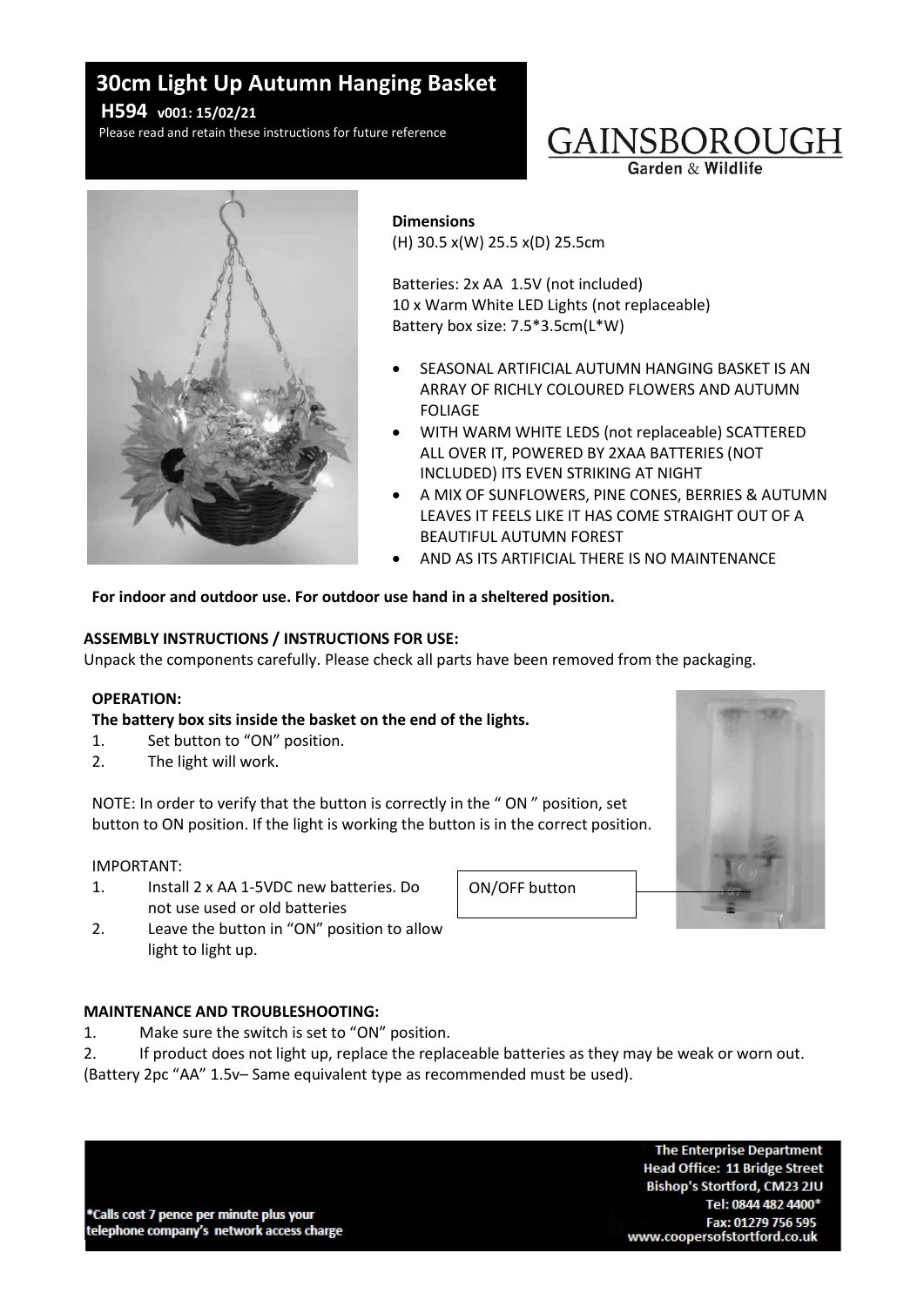# 30cm Light Up Autumn Hanging Basket

**H594 v001: 15/02/21**

Please read and retain these instructions for future reference

GAINSBOROUGH
Garden & Wildlife

**Dimensions**
(H) 30.5 x(W) 25.5 x(D) 25.5cm

Batteries: 2x AA 1.5V (not included)
10 x Warm White LED Lights (not replaceable)
Battery box size: 7.5*3.5cm(L*W)

- SEASONAL ARTIFICIAL AUTUMN HANGING BASKET IS AN ARRAY OF RICHLY COLOURED FLOWERS AND AUTUMN FOLIAGE
- WITH WARM WHITE LEDS (not replaceable) SCATTERED ALL OVER IT, POWERED BY 2XAA BATTERIES (NOT INCLUDED) ITS EVEN STRIKING AT NIGHT
- A MIX OF SUNFLOWERS, PINE CONES, BERRIES & AUTUMN LEAVES IT FEELS LIKE IT HAS COME STRAIGHT OUT OF A BEAUTIFUL AUTUMN FOREST
- AND AS ITS ARTIFICIAL THERE IS NO MAINTENANCE

**For indoor and outdoor use. For outdoor use hand in a sheltered position.**

**ASSEMBLY INSTRUCTIONS / INSTRUCTIONS FOR USE:**

Unpack the components carefully. Please check all parts have been removed from the packaging.

**OPERATION:**

**The battery box sits inside the basket on the end of the lights.**

1. Set button to "ON" position.
2. The light will work.

NOTE: In order to verify that the button is correctly in the " ON " position, set button to ON position. If the light is working the button is in the correct position.

IMPORTANT:

1. Install 2 x AA 1-5VDC new batteries. Do not use used or old batteries
2. Leave the button in "ON" position to allow light to light up.

ON/OFF button

**MAINTENANCE AND TROUBLESHOOTING:**

1. Make sure the switch is set to "ON" position.
2. If product does not light up, replace the replaceable batteries as they may be weak or worn out.

(Battery 2pc "AA" 1.5v– Same equivalent type as recommended must be used).

*Calls cost 7 pence per minute plus your telephone company's network access charge

**The Enterprise Department**
**Head Office: 11 Bridge Street**
**Bishop's Stortford, CM23 2JU**
**Tel: 0844 482 4400***
**Fax: 01279 756 595**
**www.coopersofstortford.co.uk**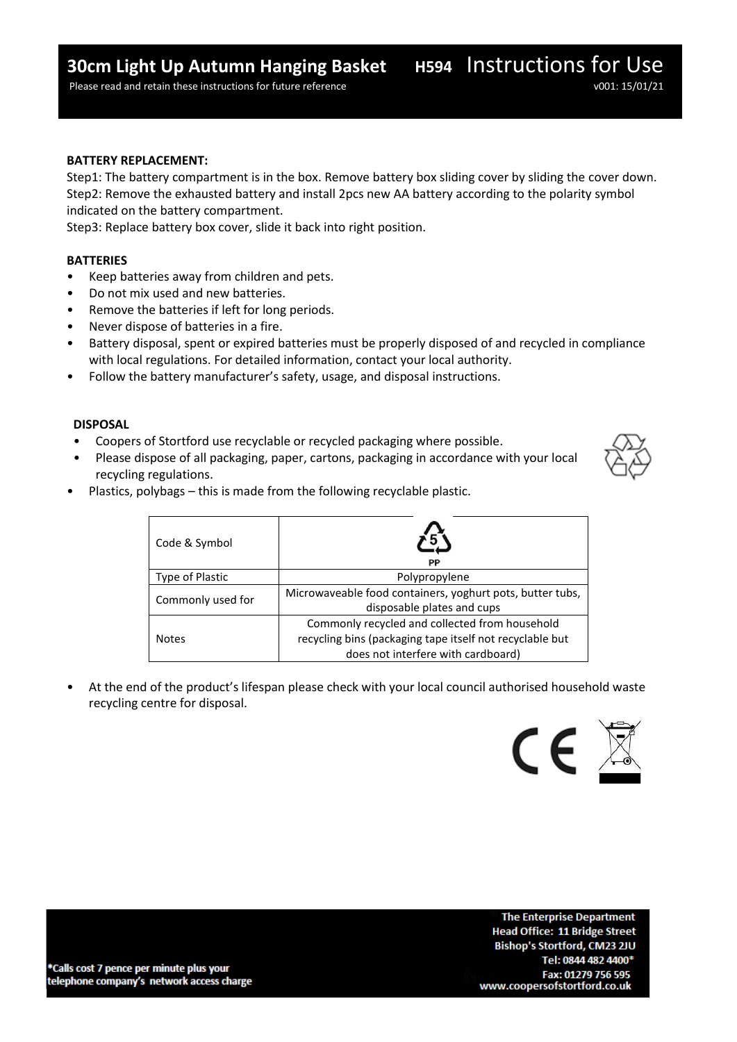# 30cm Light Up Autumn Hanging Basket H594 Instructions for Use

Please read and retain these instructions for future reference v001: 15/01/21

**BATTERY REPLACEMENT:**

Step1: The battery compartment is in the box. Remove battery box sliding cover by sliding the cover down.
Step2: Remove the exhausted battery and install 2pcs new AA battery according to the polarity symbol indicated on the battery compartment.
Step3: Replace battery box cover, slide it back into right position.

**BATTERIES**

- Keep batteries away from children and pets.
- Do not mix used and new batteries.
- Remove the batteries if left for long periods.
- Never dispose of batteries in a fire.
- Battery disposal, spent or expired batteries must be properly disposed of and recycled in compliance with local regulations. For detailed information, contact your local authority.
- Follow the battery manufacturer's safety, usage, and disposal instructions.

**DISPOSAL**

- Coopers of Stortford use recyclable or recycled packaging where possible.
- Please dispose of all packaging, paper, cartons, packaging in accordance with your local recycling regulations.
- Plastics, polybags – this is made from the following recyclable plastic.

| | |
|---|---|
| Code & Symbol | 5 PP |
| Type of Plastic | Polypropylene |
| Commonly used for | Microwaveable food containers, yoghurt pots, butter tubs, disposable plates and cups |
| Notes | Commonly recycled and collected from household recycling bins (packaging tape itself not recyclable but does not interfere with cardboard) |

- At the end of the product's lifespan please check with your local council authorised household waste recycling centre for disposal.

*Calls cost 7 pence per minute plus your telephone company's network access charge

The Enterprise Department
Head Office: 11 Bridge Street
Bishop's Stortford, CM23 2JU
Tel: 0844 482 4400*
Fax: 01279 756 595
www.coopersofstortford.co.uk